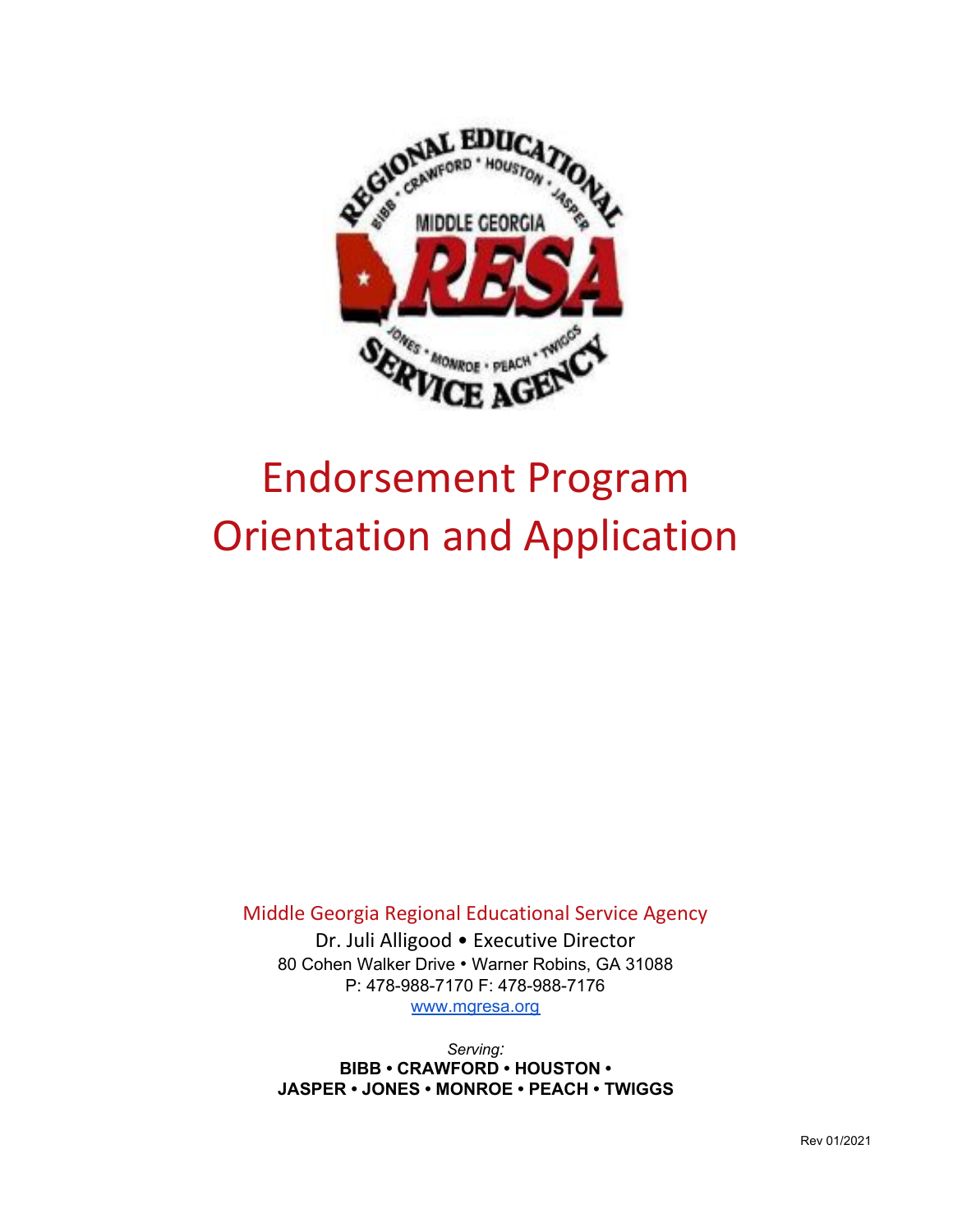# Endorsement Program Orientation and Application

Middle Georgia Regional Educational Service Agency

Dr. Juli Alligood • Executive Director

80 Cohen Walker Drive • Warner Robins, GA 31088

P: 478-988-7170 F: 478-988-7176

www.mgresa.org

*Serving:*

**BIBB • CRAWFORD • HOUSTON • JASPER • JONES • MONROE • PEACH • TWIGGS**

Rev 01/2021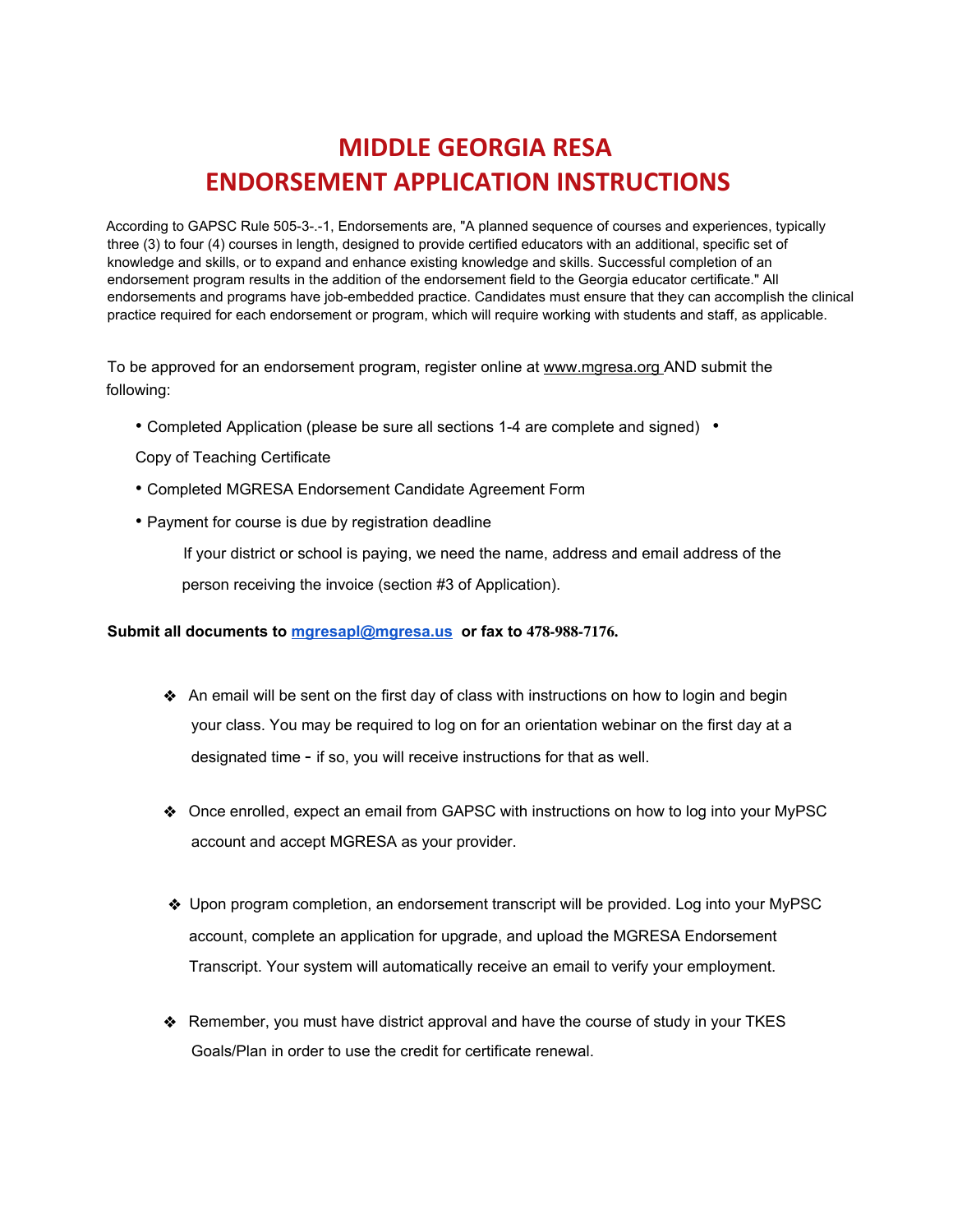# MIDDLE GEORGIA RESA
# ENDORSEMENT APPLICATION INSTRUCTIONS

According to GAPSC Rule 505-3-.-1, Endorsements are, "A planned sequence of courses and experiences, typically three (3) to four (4) courses in length, designed to provide certified educators with an additional, specific set of knowledge and skills, or to expand and enhance existing knowledge and skills. Successful completion of an endorsement program results in the addition of the endorsement field to the Georgia educator certificate." All endorsements and programs have job-embedded practice. Candidates must ensure that they can accomplish the clinical practice required for each endorsement or program, which will require working with students and staff, as applicable.

To be approved for an endorsement program, register online at www.mgresa.org AND submit the following:

- Completed Application (please be sure all sections 1-4 are complete and signed)
- Copy of Teaching Certificate
- Completed MGRESA Endorsement Candidate Agreement Form
- Payment for course is due by registration deadline

  If your district or school is paying, we need the name, address and email address of the person receiving the invoice (section #3 of Application).

**Submit all documents to mgresapl@mgresa.us or fax to 478-988-7176.**

- An email will be sent on the first day of class with instructions on how to login and begin your class. You may be required to log on for an orientation webinar on the first day at a designated time - if so, you will receive instructions for that as well.

- Once enrolled, expect an email from GAPSC with instructions on how to log into your MyPSC account and accept MGRESA as your provider.

- Upon program completion, an endorsement transcript will be provided. Log into your MyPSC account, complete an application for upgrade, and upload the MGRESA Endorsement Transcript. Your system will automatically receive an email to verify your employment.

- Remember, you must have district approval and have the course of study in your TKES Goals/Plan in order to use the credit for certificate renewal.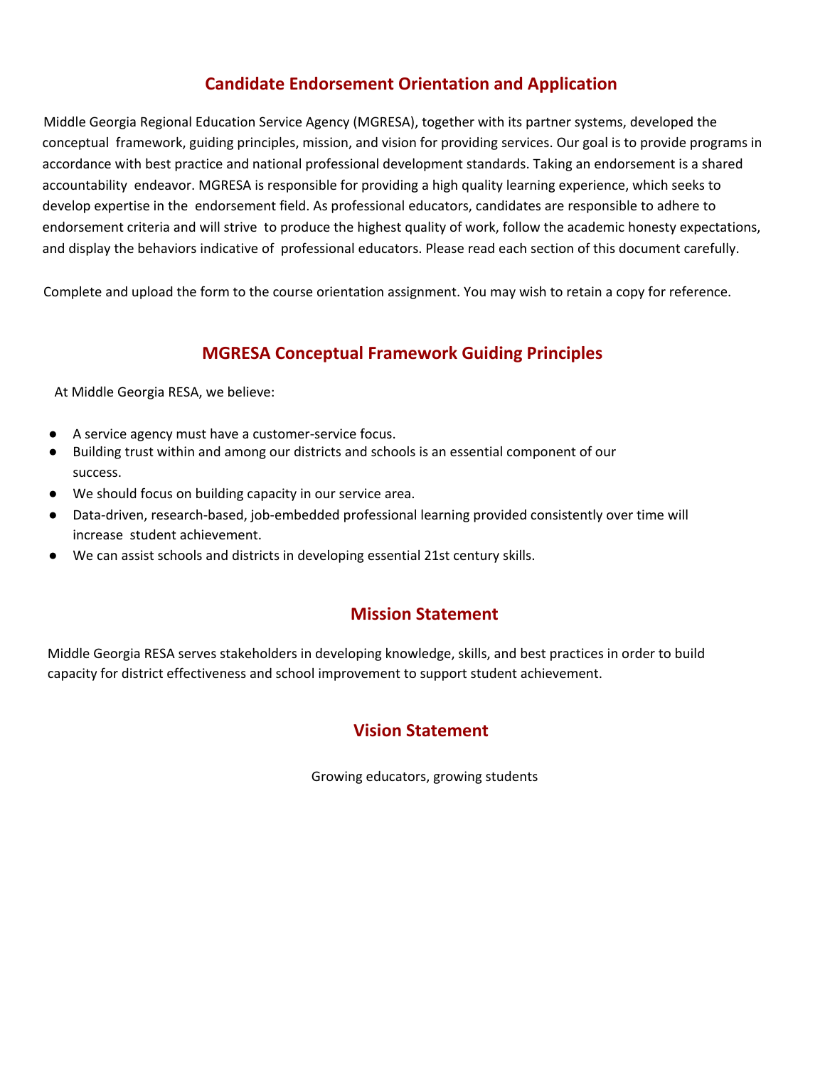## Candidate Endorsement Orientation and Application

Middle Georgia Regional Education Service Agency (MGRESA), together with its partner systems, developed the conceptual framework, guiding principles, mission, and vision for providing services. Our goal is to provide programs in accordance with best practice and national professional development standards. Taking an endorsement is a shared accountability endeavor. MGRESA is responsible for providing a high quality learning experience, which seeks to develop expertise in the endorsement field. As professional educators, candidates are responsible to adhere to endorsement criteria and will strive to produce the highest quality of work, follow the academic honesty expectations, and display the behaviors indicative of professional educators. Please read each section of this document carefully.

Complete and upload the form to the course orientation assignment. You may wish to retain a copy for reference.

## MGRESA Conceptual Framework Guiding Principles

At Middle Georgia RESA, we believe:

- A service agency must have a customer-service focus.
- Building trust within and among our districts and schools is an essential component of our success.
- We should focus on building capacity in our service area.
- Data-driven, research-based, job-embedded professional learning provided consistently over time will increase student achievement.
- We can assist schools and districts in developing essential 21st century skills.

## Mission Statement

Middle Georgia RESA serves stakeholders in developing knowledge, skills, and best practices in order to build capacity for district effectiveness and school improvement to support student achievement.

## Vision Statement

Growing educators, growing students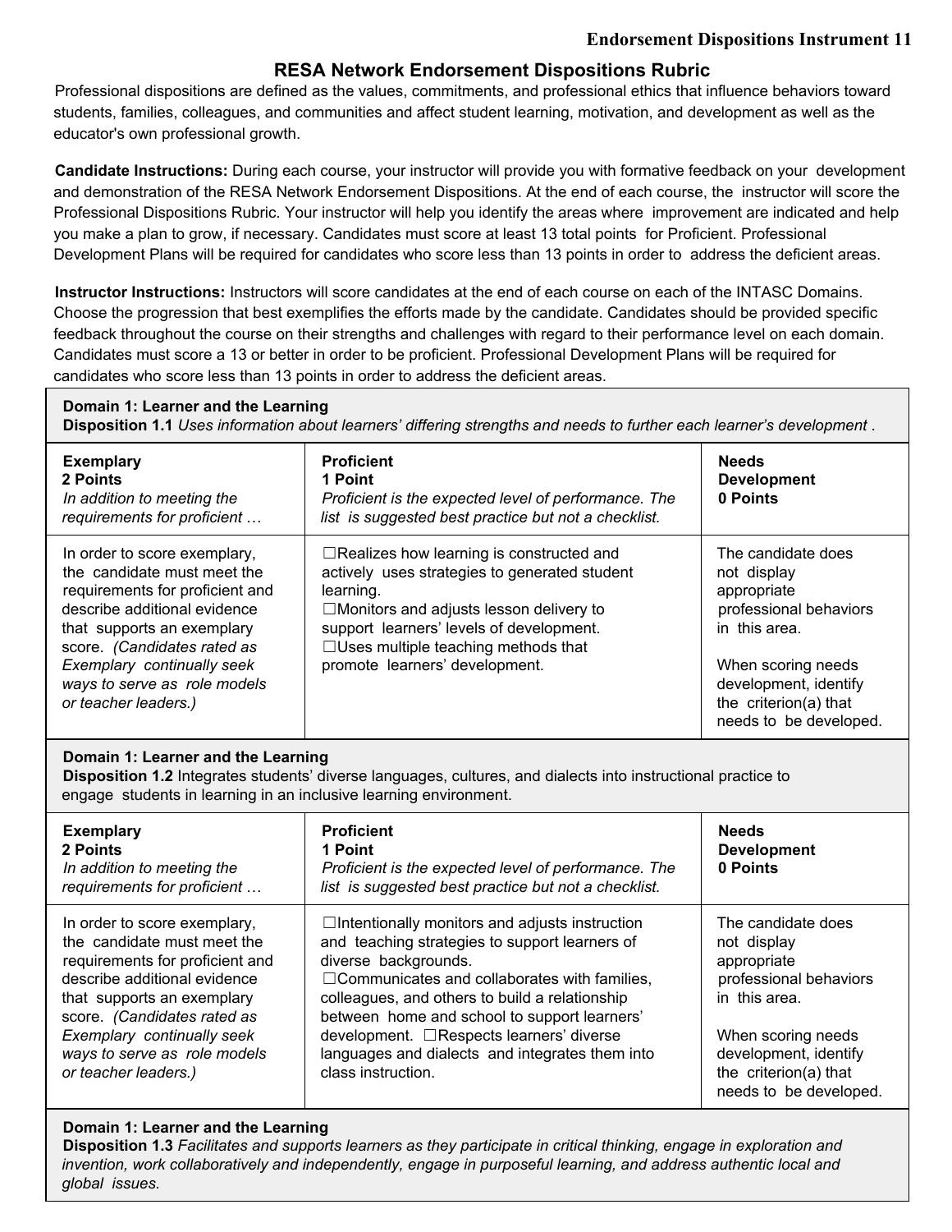## RESA Network Endorsement Dispositions Rubric

Professional dispositions are defined as the values, commitments, and professional ethics that influence behaviors toward students, families, colleagues, and communities and affect student learning, motivation, and development as well as the educator's own professional growth.

**Candidate Instructions:** During each course, your instructor will provide you with formative feedback on your development and demonstration of the RESA Network Endorsement Dispositions. At the end of each course, the instructor will score the Professional Dispositions Rubric. Your instructor will help you identify the areas where improvement are indicated and help you make a plan to grow, if necessary. Candidates must score at least 13 total points for Proficient. Professional Development Plans will be required for candidates who score less than 13 points in order to address the deficient areas.

**Instructor Instructions:** Instructors will score candidates at the end of each course on each of the INTASC Domains. Choose the progression that best exemplifies the efforts made by the candidate. Candidates should be provided specific feedback throughout the course on their strengths and challenges with regard to their performance level on each domain. Candidates must score a 13 or better in order to be proficient. Professional Development Plans will be required for candidates who score less than 13 points in order to address the deficient areas.

**Domain 1: Learner and the Learning**
**Disposition 1.1** *Uses information about learners' differing strengths and needs to further each learner's development .*

| **Exemplary**<br>**2 Points**<br>*In addition to meeting the requirements for proficient …* | **Proficient**<br>**1 Point**<br>*Proficient is the expected level of performance. The list is suggested best practice but not a checklist.* | **Needs Development**<br>**0 Points** |
|---|---|---|
| In order to score exemplary, the candidate must meet the requirements for proficient and describe additional evidence that supports an exemplary score. *(Candidates rated as Exemplary continually seek ways to serve as role models or teacher leaders.)* | ☐Realizes how learning is constructed and actively uses strategies to generated student learning.<br>☐Monitors and adjusts lesson delivery to support learners' levels of development.<br>☐Uses multiple teaching methods that promote learners' development. | The candidate does not display appropriate professional behaviors in this area.<br><br>When scoring needs development, identify the criterion(a) that needs to be developed. |

**Domain 1: Learner and the Learning**
**Disposition 1.2** Integrates students' diverse languages, cultures, and dialects into instructional practice to engage students in learning in an inclusive learning environment.

| **Exemplary**<br>**2 Points**<br>*In addition to meeting the requirements for proficient …* | **Proficient**<br>**1 Point**<br>*Proficient is the expected level of performance. The list is suggested best practice but not a checklist.* | **Needs Development**<br>**0 Points** |
|---|---|---|
| In order to score exemplary, the candidate must meet the requirements for proficient and describe additional evidence that supports an exemplary score. *(Candidates rated as Exemplary continually seek ways to serve as role models or teacher leaders.)* | ☐Intentionally monitors and adjusts instruction and teaching strategies to support learners of diverse backgrounds.<br>☐Communicates and collaborates with families, colleagues, and others to build a relationship between home and school to support learners' development. ☐Respects learners' diverse languages and dialects and integrates them into class instruction. | The candidate does not display appropriate professional behaviors in this area.<br><br>When scoring needs development, identify the criterion(a) that needs to be developed. |

**Domain 1: Learner and the Learning**
**Disposition 1.3** *Facilitates and supports learners as they participate in critical thinking, engage in exploration and invention, work collaboratively and independently, engage in purposeful learning, and address authentic local and global issues.*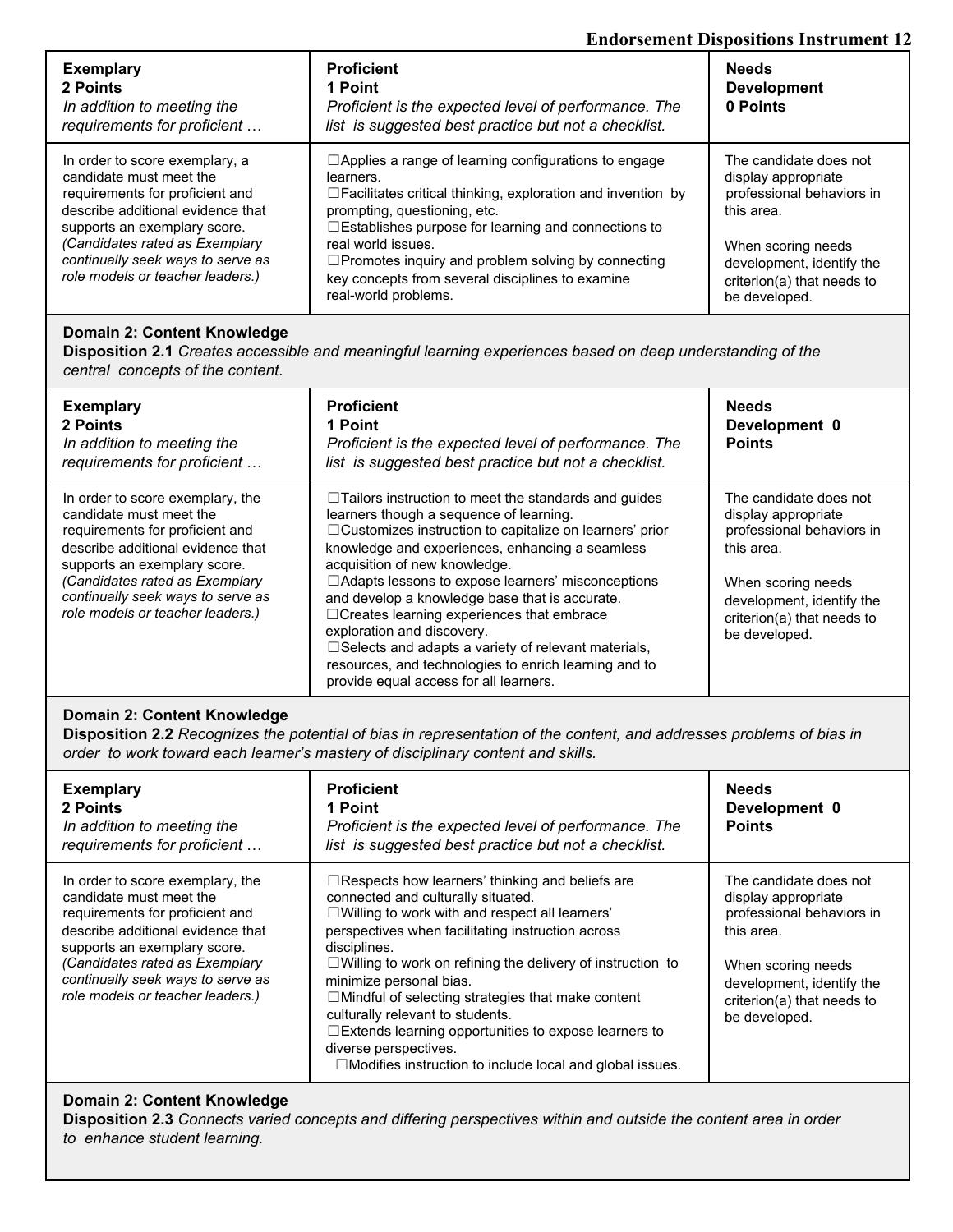| Exemplary<br>2 Points<br>*In addition to meeting the requirements for proficient …* | Proficient<br>1 Point<br>*Proficient is the expected level of performance. The list is suggested best practice but not a checklist.* | Needs Development<br>0 Points |
|---|---|---|
| In order to score exemplary, a candidate must meet the requirements for proficient and describe additional evidence that supports an exemplary score. *(Candidates rated as Exemplary continually seek ways to serve as role models or teacher leaders.)* | ☐Applies a range of learning configurations to engage learners.<br>☐Facilitates critical thinking, exploration and invention by prompting, questioning, etc.<br>☐Establishes purpose for learning and connections to real world issues.<br>☐Promotes inquiry and problem solving by connecting key concepts from several disciplines to examine real-world problems. | The candidate does not display appropriate professional behaviors in this area.<br><br>When scoring needs development, identify the criterion(a) that needs to be developed. |

**Domain 2: Content Knowledge**
**Disposition 2.1** *Creates accessible and meaningful learning experiences based on deep understanding of the central concepts of the content.*

| Exemplary<br>2 Points<br>*In addition to meeting the requirements for proficient …* | Proficient<br>1 Point<br>*Proficient is the expected level of performance. The list is suggested best practice but not a checklist.* | Needs Development 0 Points |
|---|---|---|
| In order to score exemplary, the candidate must meet the requirements for proficient and describe additional evidence that supports an exemplary score. *(Candidates rated as Exemplary continually seek ways to serve as role models or teacher leaders.)* | ☐Tailors instruction to meet the standards and guides learners though a sequence of learning.<br>☐Customizes instruction to capitalize on learners' prior knowledge and experiences, enhancing a seamless acquisition of new knowledge.<br>☐Adapts lessons to expose learners' misconceptions and develop a knowledge base that is accurate.<br>☐Creates learning experiences that embrace exploration and discovery.<br>☐Selects and adapts a variety of relevant materials, resources, and technologies to enrich learning and to provide equal access for all learners. | The candidate does not display appropriate professional behaviors in this area.<br><br>When scoring needs development, identify the criterion(a) that needs to be developed. |

**Domain 2: Content Knowledge**
**Disposition 2.2** *Recognizes the potential of bias in representation of the content, and addresses problems of bias in order to work toward each learner's mastery of disciplinary content and skills.*

| Exemplary<br>2 Points<br>*In addition to meeting the requirements for proficient …* | Proficient<br>1 Point<br>*Proficient is the expected level of performance. The list is suggested best practice but not a checklist.* | Needs Development 0 Points |
|---|---|---|
| In order to score exemplary, the candidate must meet the requirements for proficient and describe additional evidence that supports an exemplary score. *(Candidates rated as Exemplary continually seek ways to serve as role models or teacher leaders.)* | ☐Respects how learners' thinking and beliefs are connected and culturally situated.<br>☐Willing to work with and respect all learners' perspectives when facilitating instruction across disciplines.<br>☐Willing to work on refining the delivery of instruction to minimize personal bias.<br>☐Mindful of selecting strategies that make content culturally relevant to students.<br>☐Extends learning opportunities to expose learners to diverse perspectives.<br>☐Modifies instruction to include local and global issues. | The candidate does not display appropriate professional behaviors in this area.<br><br>When scoring needs development, identify the criterion(a) that needs to be developed. |

**Domain 2: Content Knowledge**
**Disposition 2.3** *Connects varied concepts and differing perspectives within and outside the content area in order to enhance student learning.*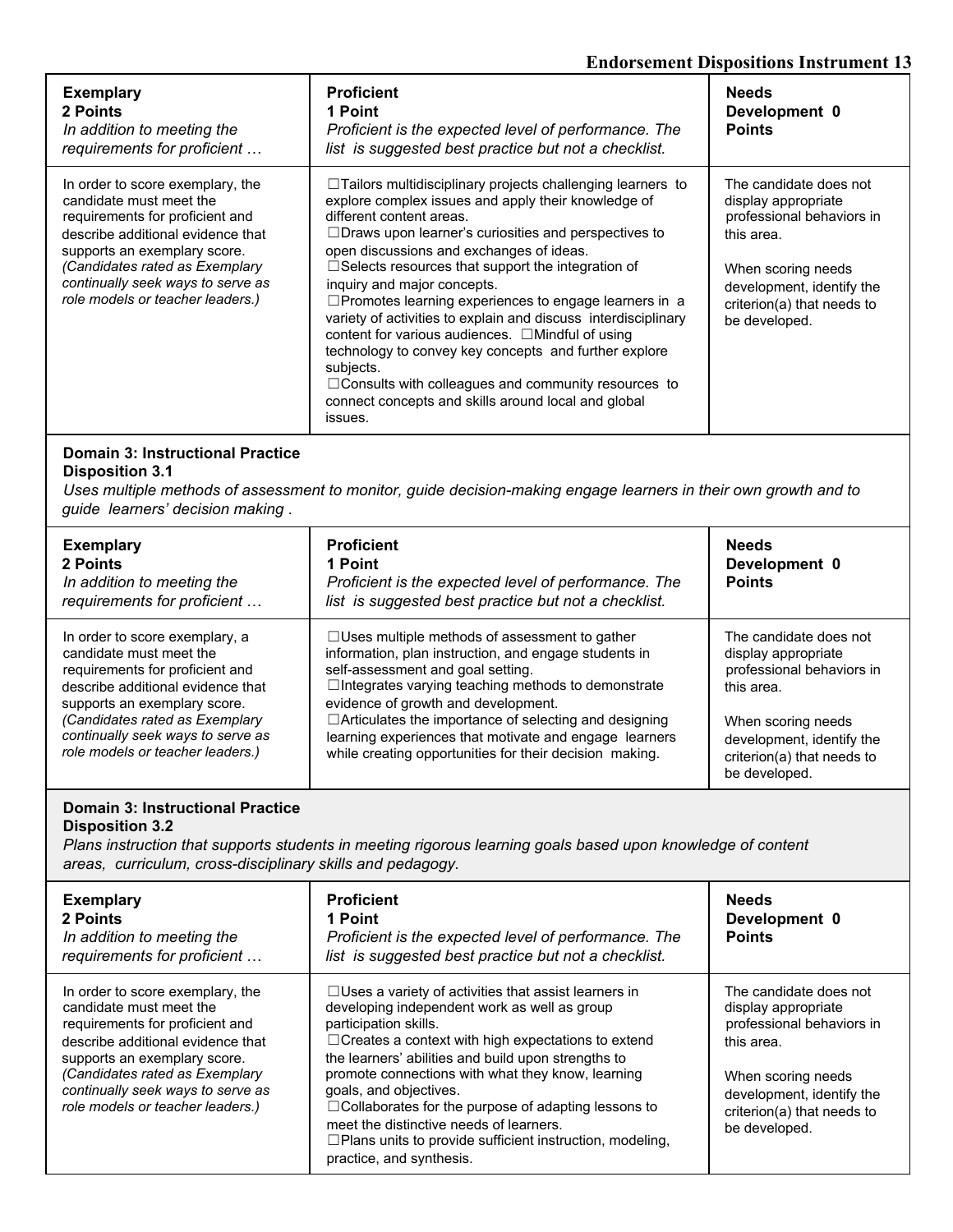| Exemplary<br>2 Points<br>*In addition to meeting the requirements for proficient …* | Proficient<br>1 Point<br>*Proficient is the expected level of performance. The list is suggested best practice but not a checklist.* | Needs Development 0 Points |
| --- | --- | --- |
| In order to score exemplary, the candidate must meet the requirements for proficient and describe additional evidence that supports an exemplary score. *(Candidates rated as Exemplary continually seek ways to serve as role models or teacher leaders.)* | ☐Tailors multidisciplinary projects challenging learners to explore complex issues and apply their knowledge of different content areas.<br>☐Draws upon learner's curiosities and perspectives to open discussions and exchanges of ideas.<br>☐Selects resources that support the integration of inquiry and major concepts.<br>☐Promotes learning experiences to engage learners in a variety of activities to explain and discuss interdisciplinary content for various audiences. ☐Mindful of using technology to convey key concepts and further explore subjects.<br>☐Consults with colleagues and community resources to connect concepts and skills around local and global issues. | The candidate does not display appropriate professional behaviors in this area.<br><br>When scoring needs development, identify the criterion(a) that needs to be developed. |

**Domain 3: Instructional Practice**
**Disposition 3.1**
*Uses multiple methods of assessment to monitor, guide decision-making engage learners in their own growth and to guide learners' decision making .*

| Exemplary<br>2 Points<br>*In addition to meeting the requirements for proficient …* | Proficient<br>1 Point<br>*Proficient is the expected level of performance. The list is suggested best practice but not a checklist.* | Needs Development 0 Points |
| --- | --- | --- |
| In order to score exemplary, a candidate must meet the requirements for proficient and describe additional evidence that supports an exemplary score. *(Candidates rated as Exemplary continually seek ways to serve as role models or teacher leaders.)* | ☐Uses multiple methods of assessment to gather information, plan instruction, and engage students in self-assessment and goal setting.<br>☐Integrates varying teaching methods to demonstrate evidence of growth and development.<br>☐Articulates the importance of selecting and designing learning experiences that motivate and engage learners while creating opportunities for their decision making. | The candidate does not display appropriate professional behaviors in this area.<br><br>When scoring needs development, identify the criterion(a) that needs to be developed. |

**Domain 3: Instructional Practice**
**Disposition 3.2**
*Plans instruction that supports students in meeting rigorous learning goals based upon knowledge of content areas, curriculum, cross-disciplinary skills and pedagogy.*

| Exemplary<br>2 Points<br>*In addition to meeting the requirements for proficient …* | Proficient<br>1 Point<br>*Proficient is the expected level of performance. The list is suggested best practice but not a checklist.* | Needs Development 0 Points |
| --- | --- | --- |
| In order to score exemplary, the candidate must meet the requirements for proficient and describe additional evidence that supports an exemplary score. *(Candidates rated as Exemplary continually seek ways to serve as role models or teacher leaders.)* | ☐Uses a variety of activities that assist learners in developing independent work as well as group participation skills.<br>☐Creates a context with high expectations to extend the learners' abilities and build upon strengths to promote connections with what they know, learning goals, and objectives.<br>☐Collaborates for the purpose of adapting lessons to meet the distinctive needs of learners.<br>☐Plans units to provide sufficient instruction, modeling, practice, and synthesis. | The candidate does not display appropriate professional behaviors in this area.<br><br>When scoring needs development, identify the criterion(a) that needs to be developed. |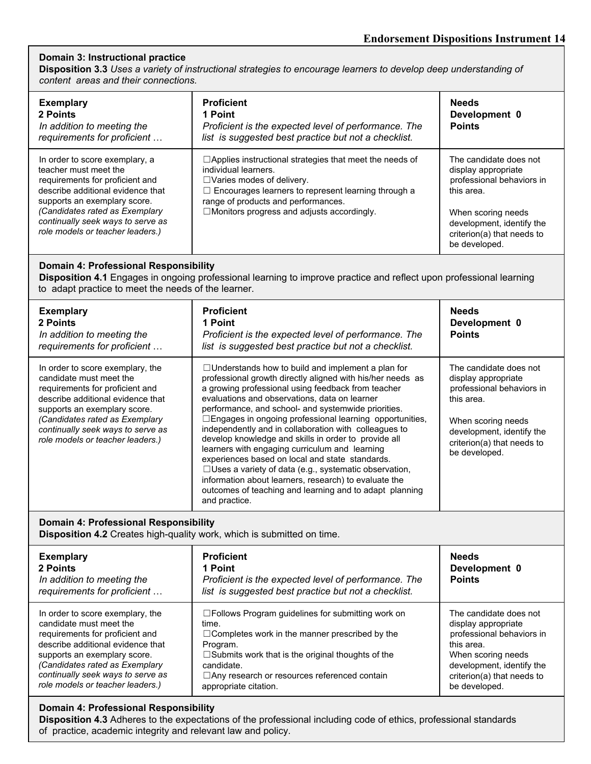**Domain 3: Instructional practice**
**Disposition 3.3** *Uses a variety of instructional strategies to encourage learners to develop deep understanding of content areas and their connections.*

| **Exemplary 2 Points** *In addition to meeting the requirements for proficient …* | **Proficient 1 Point** *Proficient is the expected level of performance. The list is suggested best practice but not a checklist.* | **Needs Development 0 Points** |
|---|---|---|
| In order to score exemplary, a teacher must meet the requirements for proficient and describe additional evidence that supports an exemplary score. *(Candidates rated as Exemplary continually seek ways to serve as role models or teacher leaders.)* | ☐Applies instructional strategies that meet the needs of individual learners.<br>☐Varies modes of delivery.<br>☐ Encourages learners to represent learning through a range of products and performances.<br>☐Monitors progress and adjusts accordingly. | The candidate does not display appropriate professional behaviors in this area.<br><br>When scoring needs development, identify the criterion(a) that needs to be developed. |

**Domain 4: Professional Responsibility**
**Disposition 4.1** Engages in ongoing professional learning to improve practice and reflect upon professional learning to adapt practice to meet the needs of the learner.

| **Exemplary 2 Points** *In addition to meeting the requirements for proficient …* | **Proficient 1 Point** *Proficient is the expected level of performance. The list is suggested best practice but not a checklist.* | **Needs Development 0 Points** |
|---|---|---|
| In order to score exemplary, the candidate must meet the requirements for proficient and describe additional evidence that supports an exemplary score. *(Candidates rated as Exemplary continually seek ways to serve as role models or teacher leaders.)* | ☐Understands how to build and implement a plan for professional growth directly aligned with his/her needs as a growing professional using feedback from teacher evaluations and observations, data on learner performance, and school- and systemwide priorities.<br>☐Engages in ongoing professional learning opportunities, independently and in collaboration with colleagues to develop knowledge and skills in order to provide all learners with engaging curriculum and learning experiences based on local and state standards.<br>☐Uses a variety of data (e.g., systematic observation, information about learners, research) to evaluate the outcomes of teaching and learning and to adapt planning and practice. | The candidate does not display appropriate professional behaviors in this area.<br><br>When scoring needs development, identify the criterion(a) that needs to be developed. |

**Domain 4: Professional Responsibility**
**Disposition 4.2** Creates high-quality work, which is submitted on time.

| **Exemplary 2 Points** *In addition to meeting the requirements for proficient …* | **Proficient 1 Point** *Proficient is the expected level of performance. The list is suggested best practice but not a checklist.* | **Needs Development 0 Points** |
|---|---|---|
| In order to score exemplary, the candidate must meet the requirements for proficient and describe additional evidence that supports an exemplary score. *(Candidates rated as Exemplary continually seek ways to serve as role models or teacher leaders.)* | ☐Follows Program guidelines for submitting work on time.<br>☐Completes work in the manner prescribed by the Program.<br>☐Submits work that is the original thoughts of the candidate.<br>☐Any research or resources referenced contain appropriate citation. | The candidate does not display appropriate professional behaviors in this area.<br>When scoring needs development, identify the criterion(a) that needs to be developed. |

**Domain 4: Professional Responsibility**
**Disposition 4.3** Adheres to the expectations of the professional including code of ethics, professional standards of practice, academic integrity and relevant law and policy.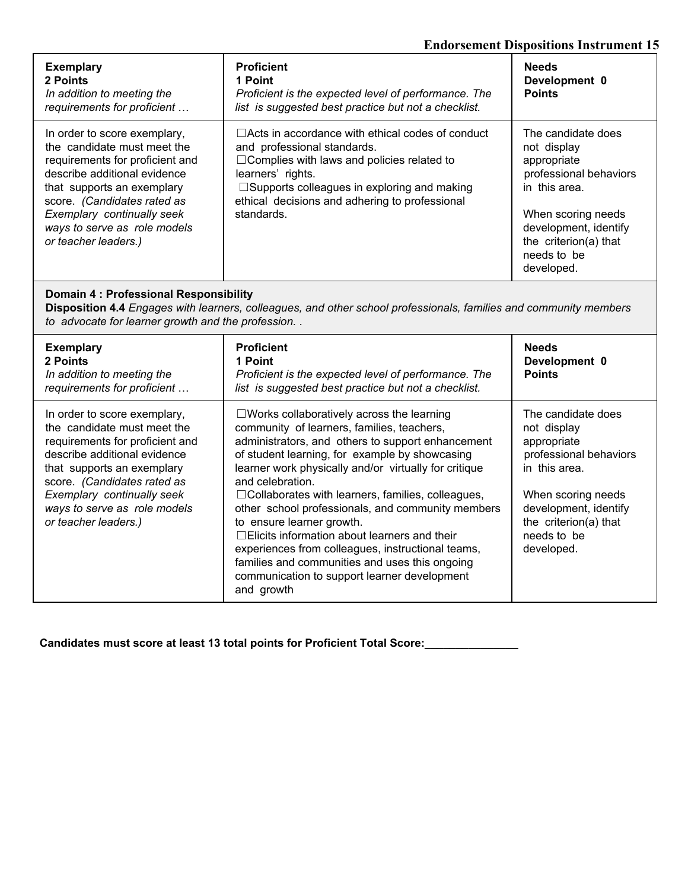| **Exemplary**<br>**2 Points**<br>*In addition to meeting the requirements for proficient …* | **Proficient**<br>**1 Point**<br>*Proficient is the expected level of performance. The list is suggested best practice but not a checklist.* | **Needs Development 0 Points** |
|---|---|---|
| In order to score exemplary, the candidate must meet the requirements for proficient and describe additional evidence that supports an exemplary score. *(Candidates rated as Exemplary continually seek ways to serve as role models or teacher leaders.)* | ☐Acts in accordance with ethical codes of conduct and professional standards.<br>☐Complies with laws and policies related to learners' rights.<br>☐Supports colleagues in exploring and making ethical decisions and adhering to professional standards. | The candidate does not display appropriate professional behaviors in this area.<br><br>When scoring needs development, identify the criterion(a) that needs to be developed. |

**Domain 4 : Professional Responsibility**
**Disposition 4.4** *Engages with learners, colleagues, and other school professionals, families and community members to advocate for learner growth and the profession. .*

| **Exemplary**<br>**2 Points**<br>*In addition to meeting the requirements for proficient …* | **Proficient**<br>**1 Point**<br>*Proficient is the expected level of performance. The list is suggested best practice but not a checklist.* | **Needs Development 0 Points** |
|---|---|---|
| In order to score exemplary, the candidate must meet the requirements for proficient and describe additional evidence that supports an exemplary score. *(Candidates rated as Exemplary continually seek ways to serve as role models or teacher leaders.)* | ☐Works collaboratively across the learning community of learners, families, teachers, administrators, and others to support enhancement of student learning, for example by showcasing learner work physically and/or virtually for critique and celebration.<br>☐Collaborates with learners, families, colleagues, other school professionals, and community members to ensure learner growth.<br>☐Elicits information about learners and their experiences from colleagues, instructional teams, families and communities and uses this ongoing communication to support learner development and growth | The candidate does not display appropriate professional behaviors in this area.<br><br>When scoring needs development, identify the criterion(a) that needs to be developed. |

**Candidates must score at least 13 total points for Proficient Total Score:_______________**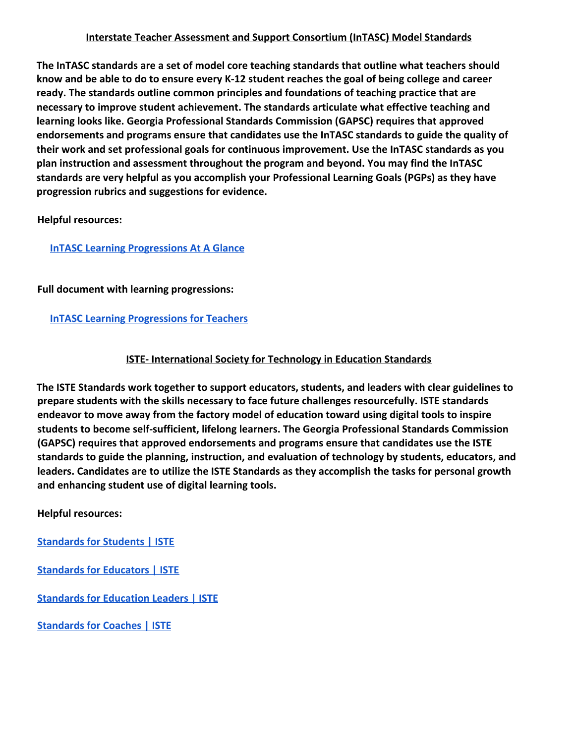## Interstate Teacher Assessment and Support Consortium (InTASC) Model Standards

**The InTASC standards are a set of model core teaching standards that outline what teachers should know and be able to do to ensure every K-12 student reaches the goal of being college and career ready. The standards outline common principles and foundations of teaching practice that are necessary to improve student achievement. The standards articulate what effective teaching and learning looks like. Georgia Professional Standards Commission (GAPSC) requires that approved endorsements and programs ensure that candidates use the InTASC standards to guide the quality of their work and set professional goals for continuous improvement. Use the InTASC standards as you plan instruction and assessment throughout the program and beyond. You may find the InTASC standards are very helpful as you accomplish your Professional Learning Goals (PGPs) as they have progression rubrics and suggestions for evidence.**

**Helpful resources:**

**InTASC Learning Progressions At A Glance**

**Full document with learning progressions:**

**InTASC Learning Progressions for Teachers**

## ISTE- International Society for Technology in Education Standards

**The ISTE Standards work together to support educators, students, and leaders with clear guidelines to prepare students with the skills necessary to face future challenges resourcefully. ISTE standards endeavor to move away from the factory model of education toward using digital tools to inspire students to become self-sufficient, lifelong learners. The Georgia Professional Standards Commission (GAPSC) requires that approved endorsements and programs ensure that candidates use the ISTE standards to guide the planning, instruction, and evaluation of technology by students, educators, and leaders. Candidates are to utilize the ISTE Standards as they accomplish the tasks for personal growth and enhancing student use of digital learning tools.**

**Helpful resources:**

**Standards for Students | ISTE**

**Standards for Educators | ISTE**

**Standards for Education Leaders | ISTE**

**Standards for Coaches | ISTE**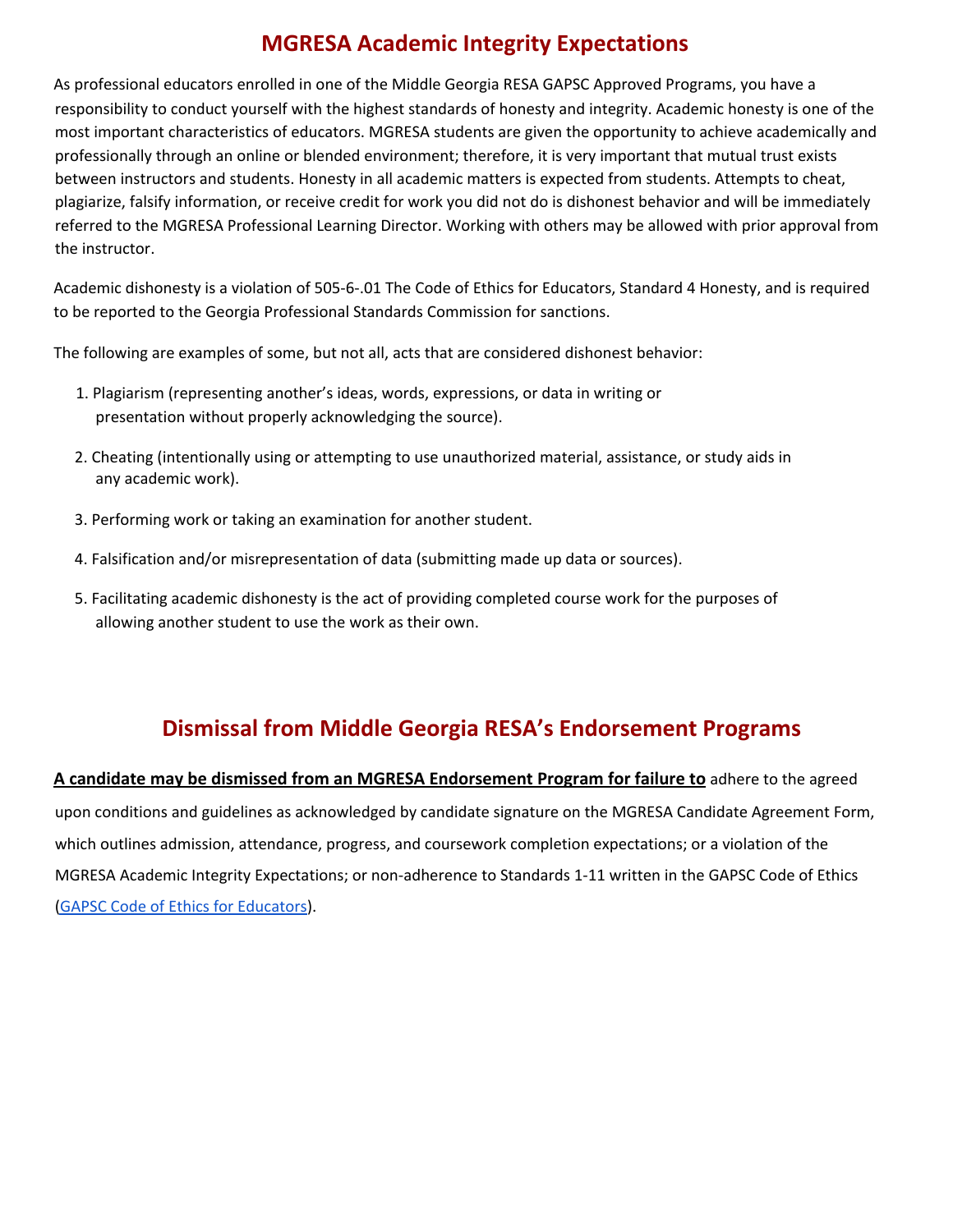# MGRESA Academic Integrity Expectations

As professional educators enrolled in one of the Middle Georgia RESA GAPSC Approved Programs, you have a responsibility to conduct yourself with the highest standards of honesty and integrity. Academic honesty is one of the most important characteristics of educators. MGRESA students are given the opportunity to achieve academically and professionally through an online or blended environment; therefore, it is very important that mutual trust exists between instructors and students. Honesty in all academic matters is expected from students. Attempts to cheat, plagiarize, falsify information, or receive credit for work you did not do is dishonest behavior and will be immediately referred to the MGRESA Professional Learning Director. Working with others may be allowed with prior approval from the instructor.

Academic dishonesty is a violation of 505-6-.01 The Code of Ethics for Educators, Standard 4 Honesty, and is required to be reported to the Georgia Professional Standards Commission for sanctions.

The following are examples of some, but not all, acts that are considered dishonest behavior:

1. Plagiarism (representing another's ideas, words, expressions, or data in writing or presentation without properly acknowledging the source).
2. Cheating (intentionally using or attempting to use unauthorized material, assistance, or study aids in any academic work).
3. Performing work or taking an examination for another student.
4. Falsification and/or misrepresentation of data (submitting made up data or sources).
5. Facilitating academic dishonesty is the act of providing completed course work for the purposes of allowing another student to use the work as their own.

# Dismissal from Middle Georgia RESA's Endorsement Programs

**A candidate may be dismissed from an MGRESA Endorsement Program for failure to** adhere to the agreed upon conditions and guidelines as acknowledged by candidate signature on the MGRESA Candidate Agreement Form, which outlines admission, attendance, progress, and coursework completion expectations; or a violation of the MGRESA Academic Integrity Expectations; or non-adherence to Standards 1-11 written in the GAPSC Code of Ethics (GAPSC Code of Ethics for Educators).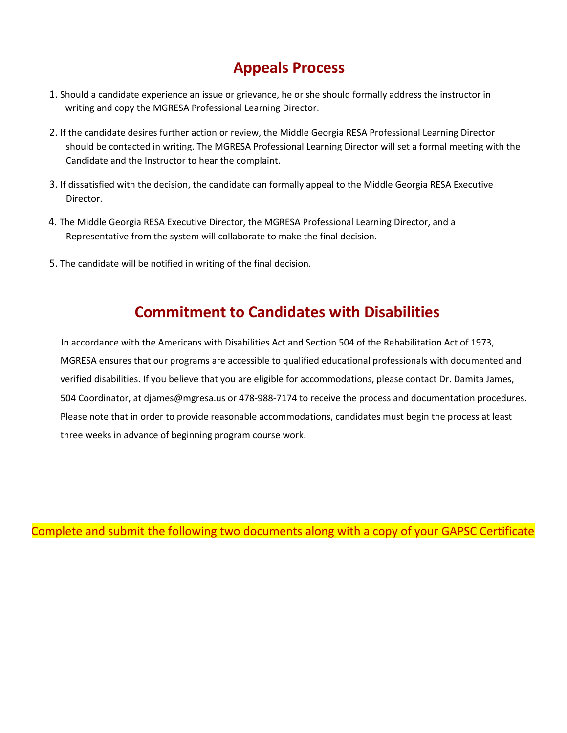## Appeals Process

1. Should a candidate experience an issue or grievance, he or she should formally address the instructor in writing and copy the MGRESA Professional Learning Director.

2. If the candidate desires further action or review, the Middle Georgia RESA Professional Learning Director should be contacted in writing. The MGRESA Professional Learning Director will set a formal meeting with the Candidate and the Instructor to hear the complaint.

3. If dissatisfied with the decision, the candidate can formally appeal to the Middle Georgia RESA Executive Director.

4. The Middle Georgia RESA Executive Director, the MGRESA Professional Learning Director, and a Representative from the system will collaborate to make the final decision.

5. The candidate will be notified in writing of the final decision.

## Commitment to Candidates with Disabilities

In accordance with the Americans with Disabilities Act and Section 504 of the Rehabilitation Act of 1973, MGRESA ensures that our programs are accessible to qualified educational professionals with documented and verified disabilities. If you believe that you are eligible for accommodations, please contact Dr. Damita James, 504 Coordinator, at djames@mgresa.us or 478-988-7174 to receive the process and documentation procedures. Please note that in order to provide reasonable accommodations, candidates must begin the process at least three weeks in advance of beginning program course work.

Complete and submit the following two documents along with a copy of your GAPSC Certificate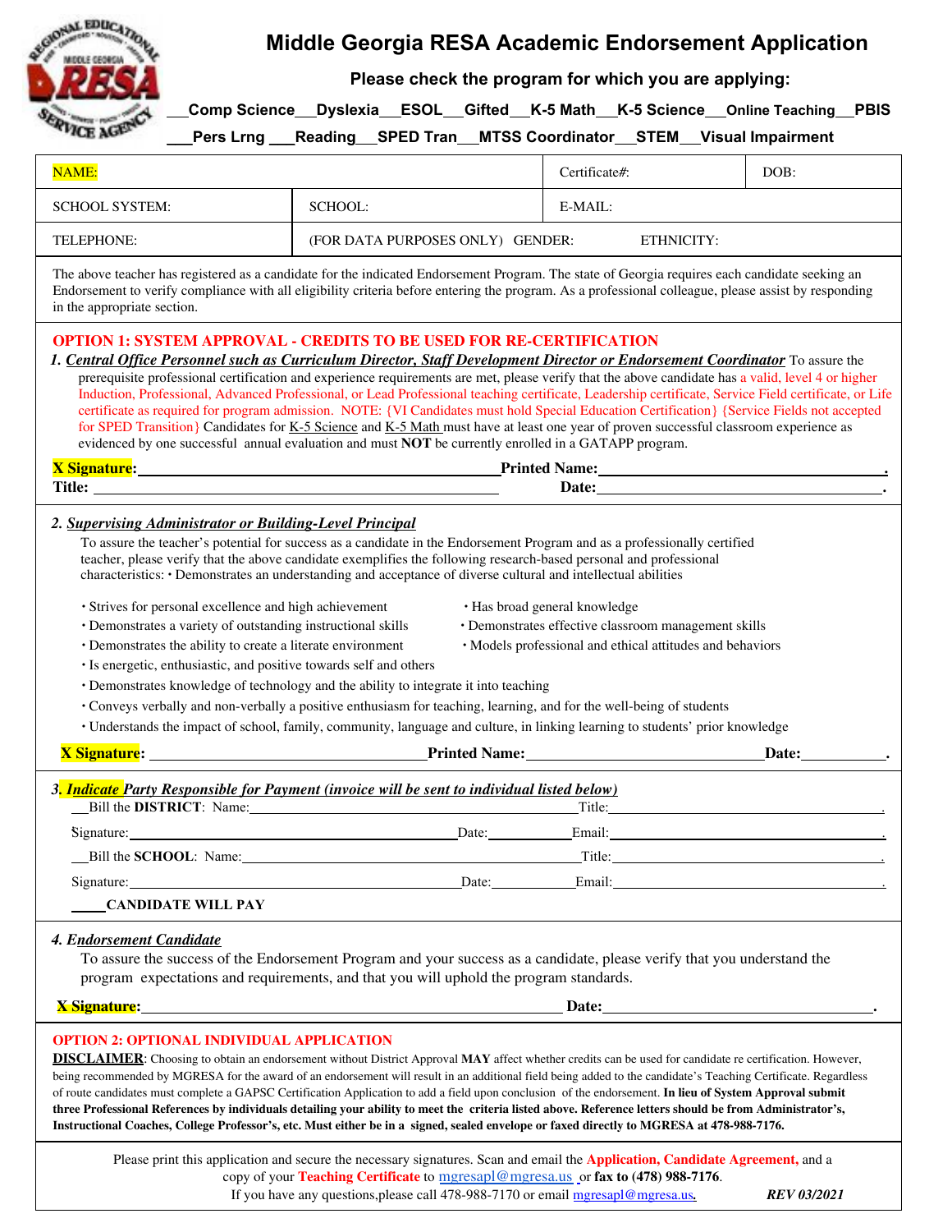# Middle Georgia RESA Academic Endorsement Application

**Please check the program for which you are applying:**

\_\_\_Comp Science\_\_\_Dyslexia\_\_\_ESOL\_\_\_Gifted\_\_\_K-5 Math\_\_\_K-5 Science\_\_\_Online Teaching\_\_\_PBIS

\_\_\_Pers Lrng \_\_\_Reading\_\_\_SPED Tran\_\_\_MTSS Coordinator\_\_\_STEM\_\_\_Visual Impairment

| NAME: | | Certificate#: | DOB: |
|---|---|---|---|
| SCHOOL SYSTEM: | SCHOOL: | E-MAIL: | |
| TELEPHONE: | (FOR DATA PURPOSES ONLY) GENDER: ETHNICITY: | | |

The above teacher has registered as a candidate for the indicated Endorsement Program. The state of Georgia requires each candidate seeking an Endorsement to verify compliance with all eligibility criteria before entering the program. As a professional colleague, please assist by responding in the appropriate section.

## OPTION 1: SYSTEM APPROVAL - CREDITS TO BE USED FOR RE-CERTIFICATION

1. ***Central Office Personnel such as Curriculum Director, Staff Development Director or Endorsement Coordinator*** To assure the prerequisite professional certification and experience requirements are met, please verify that the above candidate has a valid, level 4 or higher Induction, Professional, Advanced Professional, or Lead Professional teaching certificate, Leadership certificate, Service Field certificate, or Life certificate as required for program admission. NOTE: {VI Candidates must hold Special Education Certification} {Service Fields not accepted for SPED Transition} Candidates for K-5 Science and K-5 Math must have at least one year of proven successful classroom experience as evidenced by one successful annual evaluation and must **NOT** be currently enrolled in a GATAPP program.

**X Signature:**\_\_\_\_\_\_\_\_\_\_\_\_\_\_\_\_\_\_\_\_\_\_\_\_\_\_\_\_ **Printed Name:**\_\_\_\_\_\_\_\_\_\_\_\_\_\_\_\_\_\_\_\_\_\_\_\_.
**Title:** \_\_\_\_\_\_\_\_\_\_\_\_\_\_\_\_\_\_\_\_\_\_\_\_\_\_\_\_ **Date:**\_\_\_\_\_\_\_\_\_\_\_\_\_\_\_\_\_\_\_\_\_\_\_\_.

2. ***Supervising Administrator or Building-Level Principal***

To assure the teacher's potential for success as a candidate in the Endorsement Program and as a professionally certified teacher, please verify that the above candidate exemplifies the following research-based personal and professional characteristics: • Demonstrates an understanding and acceptance of diverse cultural and intellectual abilities

- Strives for personal excellence and high achievement
- Has broad general knowledge
- Demonstrates a variety of outstanding instructional skills
- Demonstrates effective classroom management skills
- Demonstrates the ability to create a literate environment
- Models professional and ethical attitudes and behaviors
- Is energetic, enthusiastic, and positive towards self and others
- Demonstrates knowledge of technology and the ability to integrate it into teaching
- Conveys verbally and non-verbally a positive enthusiasm for teaching, learning, and for the well-being of students
- Understands the impact of school, family, community, language and culture, in linking learning to students' prior knowledge

**X Signature:** \_\_\_\_\_\_\_\_\_\_\_\_\_\_\_\_\_\_\_\_\_\_\_\_ **Printed Name:**\_\_\_\_\_\_\_\_\_\_\_\_\_\_\_\_\_\_\_\_\_\_\_\_ **Date:**\_\_\_\_\_\_\_\_\_\_.

3. ***Indicate Party Responsible for Payment (invoice will be sent to individual listed below)***

\_\_Bill the **DISTRICT**: Name:\_\_\_\_\_\_\_\_\_\_\_\_\_\_\_\_\_\_\_\_\_\_\_\_ Title:\_\_\_\_\_\_\_\_\_\_\_\_\_\_\_\_\_\_\_\_.
Signature:\_\_\_\_\_\_\_\_\_\_\_\_\_\_\_\_\_\_\_\_\_\_\_\_ Date:\_\_\_\_\_\_\_\_\_\_ Email:\_\_\_\_\_\_\_\_\_\_\_\_\_\_\_\_\_\_\_\_.

\_\_Bill the **SCHOOL**: Name:\_\_\_\_\_\_\_\_\_\_\_\_\_\_\_\_\_\_\_\_\_\_\_\_ Title:\_\_\_\_\_\_\_\_\_\_\_\_\_\_\_\_\_\_\_\_.
Signature:\_\_\_\_\_\_\_\_\_\_\_\_\_\_\_\_\_\_\_\_\_\_\_\_ Date:\_\_\_\_\_\_\_\_\_\_ Email:\_\_\_\_\_\_\_\_\_\_\_\_\_\_\_\_\_\_\_\_.

\_\_\_\_**CANDIDATE WILL PAY**

4. ***Endorsement Candidate***

To assure the success of the Endorsement Program and your success as a candidate, please verify that you understand the program expectations and requirements, and that you will uphold the program standards.

**X Signature:**\_\_\_\_\_\_\_\_\_\_\_\_\_\_\_\_\_\_\_\_\_\_\_\_\_\_\_\_ **Date:**\_\_\_\_\_\_\_\_\_\_\_\_\_\_\_\_\_\_\_\_\_\_\_\_.

## OPTION 2: OPTIONAL INDIVIDUAL APPLICATION

**DISCLAIMER**: Choosing to obtain an endorsement without District Approval **MAY** affect whether credits can be used for candidate re certification. However, being recommended by MGRESA for the award of an endorsement will result in an additional field being added to the candidate's Teaching Certificate. Regardless of route candidates must complete a GAPSC Certification Application to add a field upon conclusion of the endorsement. **In lieu of System Approval submit three Professional References by individuals detailing your ability to meet the criteria listed above. Reference letters should be from Administrator's, Instructional Coaches, College Professor's, etc. Must either be in a signed, sealed envelope or faxed directly to MGRESA at 478-988-7176.**

Please print this application and secure the necessary signatures. Scan and email the **Application, Candidate Agreement,** and a copy of your **Teaching Certificate** to mgresapl@mgresa.us or **fax to (478) 988-7176**.
If you have any questions,please call 478-988-7170 or email mgresapl@mgresa.us. ***REV 03/2021***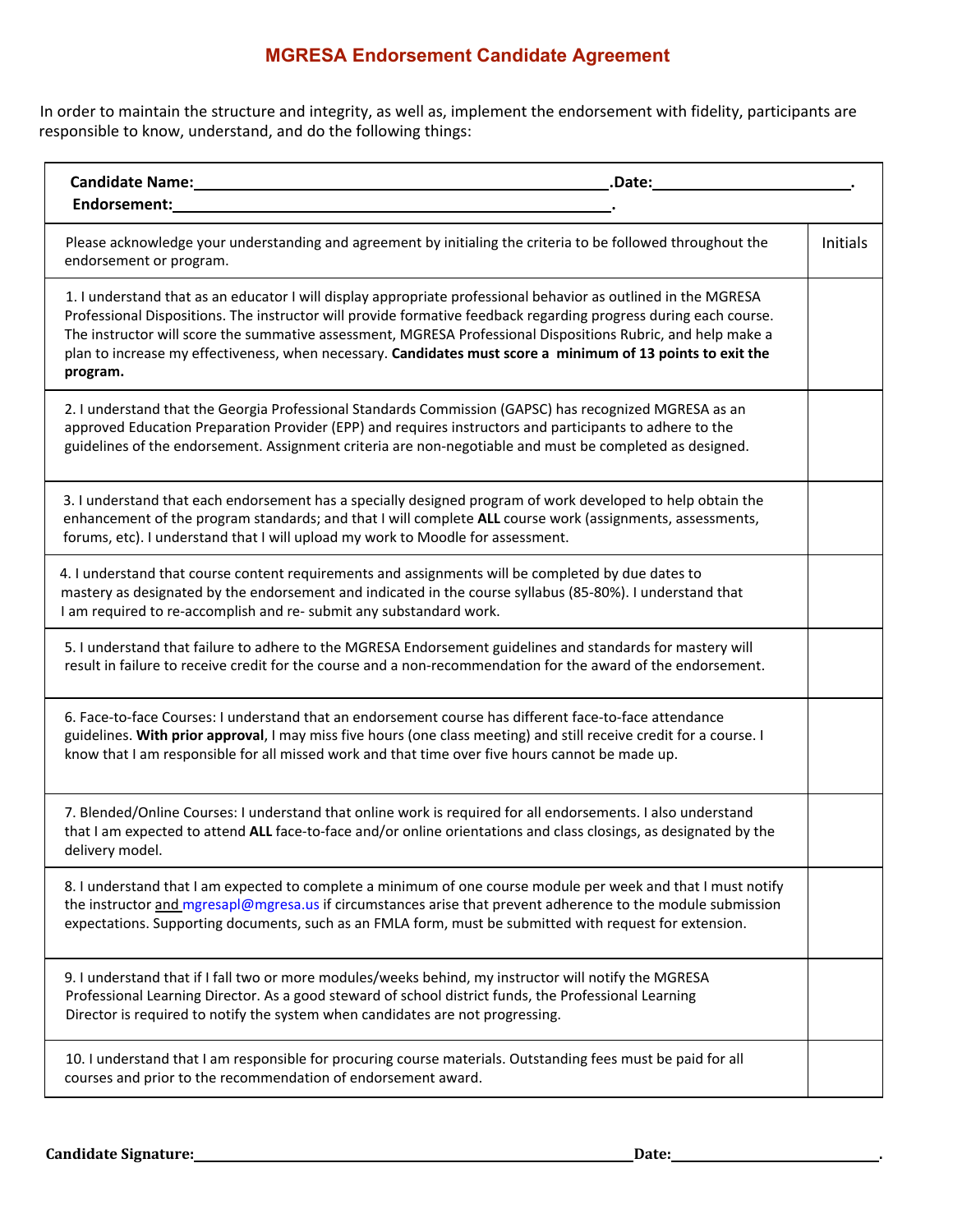## MGRESA Endorsement Candidate Agreement

In order to maintain the structure and integrity, as well as, implement the endorsement with fidelity, participants are responsible to know, understand, and do the following things:

| | |
|---|---|
| **Candidate Name:**_______________________________________.**Date:**___________________. **Endorsement:**_______________________________________. | |
| Please acknowledge your understanding and agreement by initialing the criteria to be followed throughout the endorsement or program. | Initials |
| 1. I understand that as an educator I will display appropriate professional behavior as outlined in the MGRESA Professional Dispositions. The instructor will provide formative feedback regarding progress during each course. The instructor will score the summative assessment, MGRESA Professional Dispositions Rubric, and help make a plan to increase my effectiveness, when necessary. **Candidates must score a minimum of 13 points to exit the program.** | |
| 2. I understand that the Georgia Professional Standards Commission (GAPSC) has recognized MGRESA as an approved Education Preparation Provider (EPP) and requires instructors and participants to adhere to the guidelines of the endorsement. Assignment criteria are non-negotiable and must be completed as designed. | |
| 3. I understand that each endorsement has a specially designed program of work developed to help obtain the enhancement of the program standards; and that I will complete **ALL** course work (assignments, assessments, forums, etc). I understand that I will upload my work to Moodle for assessment. | |
| 4. I understand that course content requirements and assignments will be completed by due dates to mastery as designated by the endorsement and indicated in the course syllabus (85-80%). I understand that I am required to re-accomplish and re- submit any substandard work. | |
| 5. I understand that failure to adhere to the MGRESA Endorsement guidelines and standards for mastery will result in failure to receive credit for the course and a non-recommendation for the award of the endorsement. | |
| 6. Face-to-face Courses: I understand that an endorsement course has different face-to-face attendance guidelines. **With prior approval**, I may miss five hours (one class meeting) and still receive credit for a course. I know that I am responsible for all missed work and that time over five hours cannot be made up. | |
| 7. Blended/Online Courses: I understand that online work is required for all endorsements. I also understand that I am expected to attend **ALL** face-to-face and/or online orientations and class closings, as designated by the delivery model. | |
| 8. I understand that I am expected to complete a minimum of one course module per week and that I must notify the instructor and mgresapl@mgresa.us if circumstances arise that prevent adherence to the module submission expectations. Supporting documents, such as an FMLA form, must be submitted with request for extension. | |
| 9. I understand that if I fall two or more modules/weeks behind, my instructor will notify the MGRESA Professional Learning Director. As a good steward of school district funds, the Professional Learning Director is required to notify the system when candidates are not progressing. | |
| 10. I understand that I am responsible for procuring course materials. Outstanding fees must be paid for all courses and prior to the recommendation of endorsement award. | |

**Candidate Signature:**_______________________________________ **Date:**___________________.